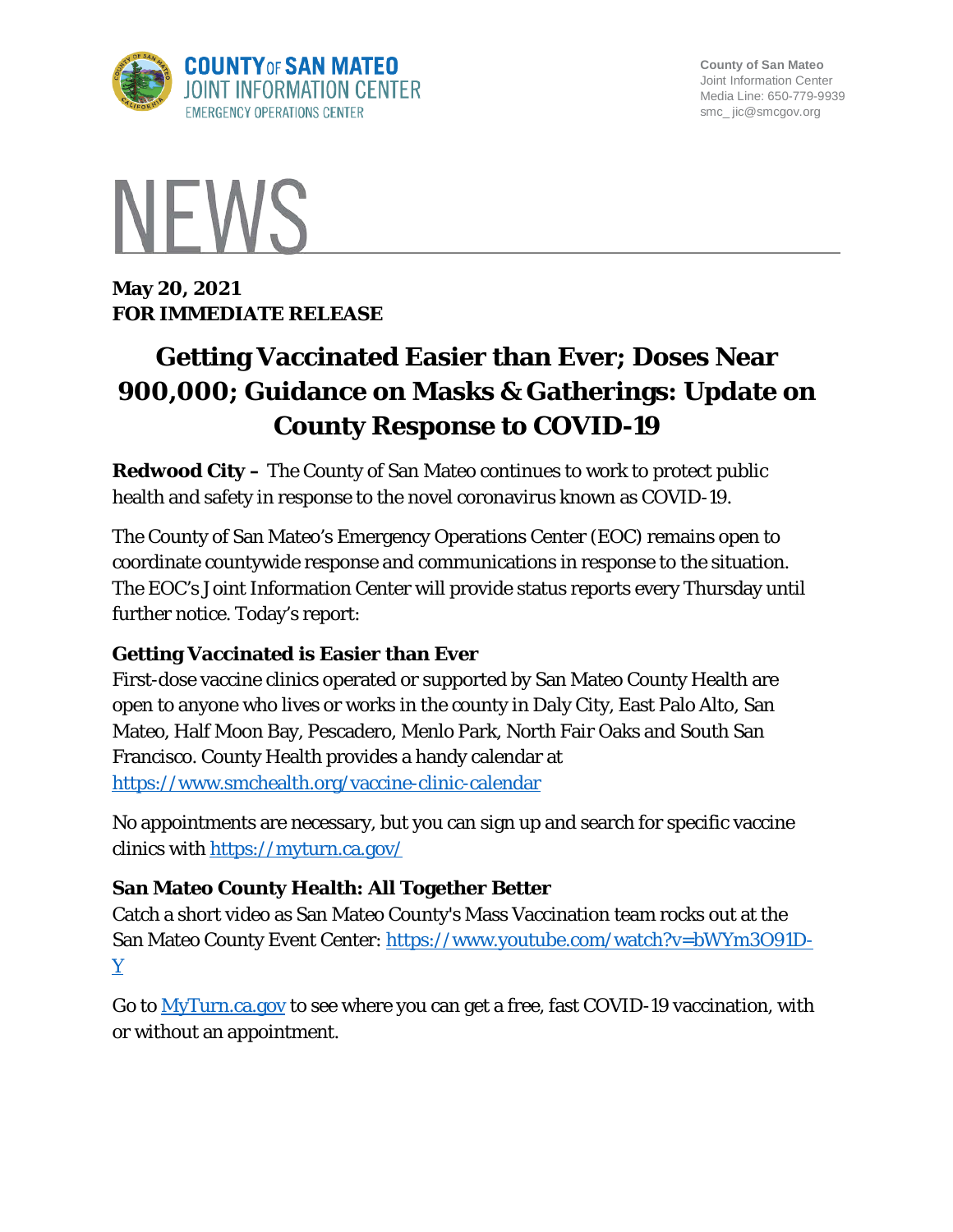County of San Mateo
Joint Information Center
Media Line: 650-779-9939
smc_ jic@smcgov.org

# NEWS

**May 20, 2021**
**FOR IMMEDIATE RELEASE**

# Getting Vaccinated Easier than Ever; Doses Near 900,000; Guidance on Masks & Gatherings: Update on County Response to COVID-19

**Redwood City –** The County of San Mateo continues to work to protect public health and safety in response to the novel coronavirus known as COVID-19.

The County of San Mateo's Emergency Operations Center (EOC) remains open to coordinate countywide response and communications in response to the situation. The EOC's Joint Information Center will provide status reports every Thursday until further notice. Today's report:

### Getting Vaccinated is Easier than Ever

First-dose vaccine clinics operated or supported by San Mateo County Health are open to anyone who lives or works in the county in Daly City, East Palo Alto, San Mateo, Half Moon Bay, Pescadero, Menlo Park, North Fair Oaks and South San Francisco. County Health provides a handy calendar at https://www.smchealth.org/vaccine-clinic-calendar

No appointments are necessary, but you can sign up and search for specific vaccine clinics with https://myturn.ca.gov/

### San Mateo County Health: All Together Better

Catch a short video as San Mateo County's Mass Vaccination team rocks out at the San Mateo County Event Center: https://www.youtube.com/watch?v=bWYm3O91D-Y

Go to MyTurn.ca.gov to see where you can get a free, fast COVID-19 vaccination, with or without an appointment.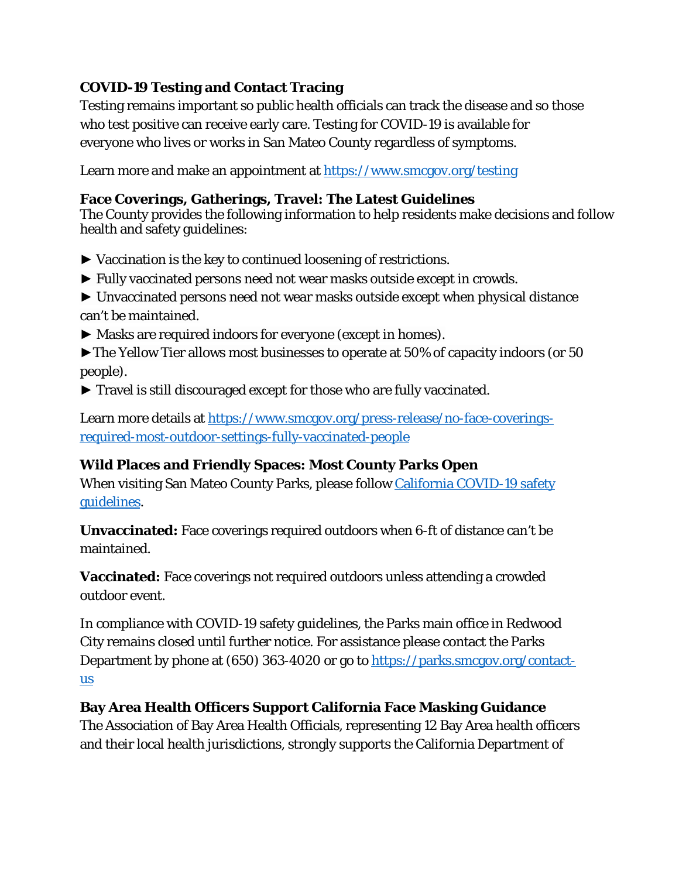### COVID-19 Testing and Contact Tracing

Testing remains important so public health officials can track the disease and so those who test positive can receive early care. Testing for COVID-19 is available for everyone who lives or works in San Mateo County regardless of symptoms.

Learn more and make an appointment at [https://www.smcgov.org/testing](https://www.smcgov.org/testing)

### Face Coverings, Gatherings, Travel: The Latest Guidelines

The County provides the following information to help residents make decisions and follow health and safety guidelines:

► Vaccination is the key to continued loosening of restrictions.

► Fully vaccinated persons need not wear masks outside except in crowds.

► Unvaccinated persons need not wear masks outside except when physical distance can't be maintained.

► Masks are required indoors for everyone (except in homes).

►The Yellow Tier allows most businesses to operate at 50% of capacity indoors (or 50 people).

► Travel is still discouraged except for those who are fully vaccinated.

Learn more details at [https://www.smcgov.org/press-release/no-face-coverings-required-most-outdoor-settings-fully-vaccinated-people](https://www.smcgov.org/press-release/no-face-coverings-required-most-outdoor-settings-fully-vaccinated-people)

### Wild Places and Friendly Spaces: Most County Parks Open

When visiting San Mateo County Parks, please follow California COVID-19 safety guidelines.

**Unvaccinated:** Face coverings required outdoors when 6-ft of distance can't be maintained.

**Vaccinated:** Face coverings not required outdoors unless attending a crowded outdoor event.

In compliance with COVID-19 safety guidelines, the Parks main office in Redwood City remains closed until further notice. For assistance please contact the Parks Department by phone at (650) 363-4020 or go to [https://parks.smcgov.org/contact-us](https://parks.smcgov.org/contact-us)

### Bay Area Health Officers Support California Face Masking Guidance

The Association of Bay Area Health Officials, representing 12 Bay Area health officers and their local health jurisdictions, strongly supports the California Department of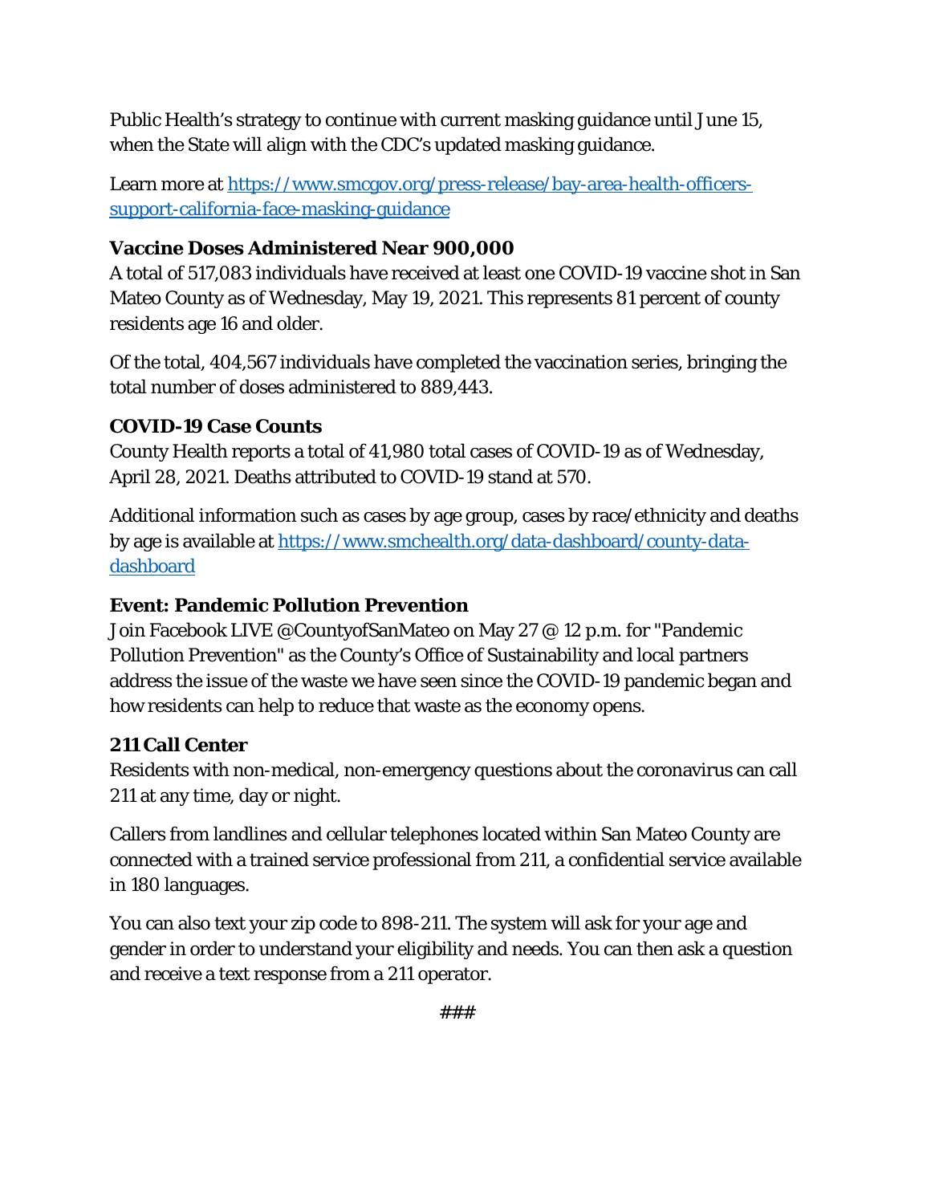Public Health's strategy to continue with current masking guidance until June 15, when the State will align with the CDC's updated masking guidance.

Learn more at [https://www.smcgov.org/press-release/bay-area-health-officers-support-california-face-masking-guidance](https://www.smcgov.org/press-release/bay-area-health-officers-support-california-face-masking-guidance)

**Vaccine Doses Administered Near 900,000**

A total of 517,083 individuals have received at least one COVID-19 vaccine shot in San Mateo County as of Wednesday, May 19, 2021. This represents 81 percent of county residents age 16 and older.

Of the total, 404,567 individuals have completed the vaccination series, bringing the total number of doses administered to 889,443.

**COVID-19 Case Counts**

County Health reports a total of 41,980 total cases of COVID-19 as of Wednesday, April 28, 2021. Deaths attributed to COVID-19 stand at 570.

Additional information such as cases by age group, cases by race/ethnicity and deaths by age is available at [https://www.smchealth.org/data-dashboard/county-data-dashboard](https://www.smchealth.org/data-dashboard/county-data-dashboard)

**Event: Pandemic Pollution Prevention**

Join Facebook LIVE @CountyofSanMateo on May 27 @ 12 p.m. for "Pandemic Pollution Prevention" as the County's Office of Sustainability and local partners address the issue of the waste we have seen since the COVID-19 pandemic began and how residents can help to reduce that waste as the economy opens.

**211 Call Center**

Residents with non-medical, non-emergency questions about the coronavirus can call 211 at any time, day or night.

Callers from landlines and cellular telephones located within San Mateo County are connected with a trained service professional from 211, a confidential service available in 180 languages.

You can also text your zip code to 898-211. The system will ask for your age and gender in order to understand your eligibility and needs. You can then ask a question and receive a text response from a 211 operator.

###